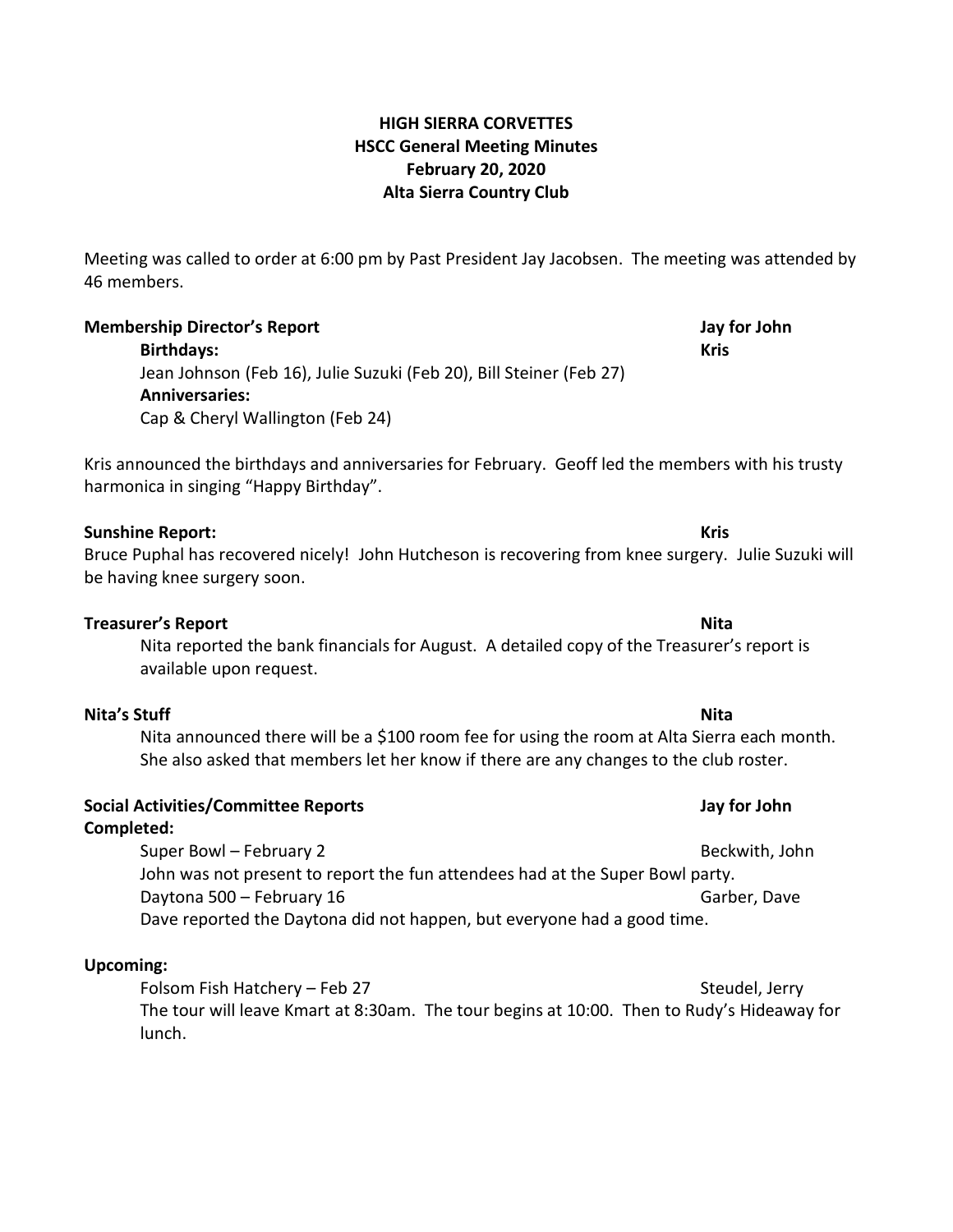# HIGH SIERRA CORVETTES
## HSCC General Meeting Minutes
## February 20, 2020
## Alta Sierra Country Club

Meeting was called to order at 6:00 pm by Past President Jay Jacobsen. The meeting was attended by 46 members.

**Membership Director's Report** — **Jay for John**

**Birthdays:** — **Kris**

Jean Johnson (Feb 16), Julie Suzuki (Feb 20), Bill Steiner (Feb 27)

**Anniversaries:**

Cap & Cheryl Wallington (Feb 24)

Kris announced the birthdays and anniversaries for February. Geoff led the members with his trusty harmonica in singing "Happy Birthday".

**Sunshine Report:** — **Kris**

Bruce Puphal has recovered nicely! John Hutcheson is recovering from knee surgery. Julie Suzuki will be having knee surgery soon.

**Treasurer's Report** — **Nita**

Nita reported the bank financials for August. A detailed copy of the Treasurer's report is available upon request.

**Nita's Stuff** — **Nita**

Nita announced there will be a $100 room fee for using the room at Alta Sierra each month. She also asked that members let her know if there are any changes to the club roster.

**Social Activities/Committee Reports** — **Jay for John**

**Completed:**

Super Bowl – February 2 — Beckwith, John

John was not present to report the fun attendees had at the Super Bowl party.

Daytona 500 – February 16 — Garber, Dave

Dave reported the Daytona did not happen, but everyone had a good time.

**Upcoming:**

Folsom Fish Hatchery – Feb 27 — Steudel, Jerry

The tour will leave Kmart at 8:30am. The tour begins at 10:00. Then to Rudy's Hideaway for lunch.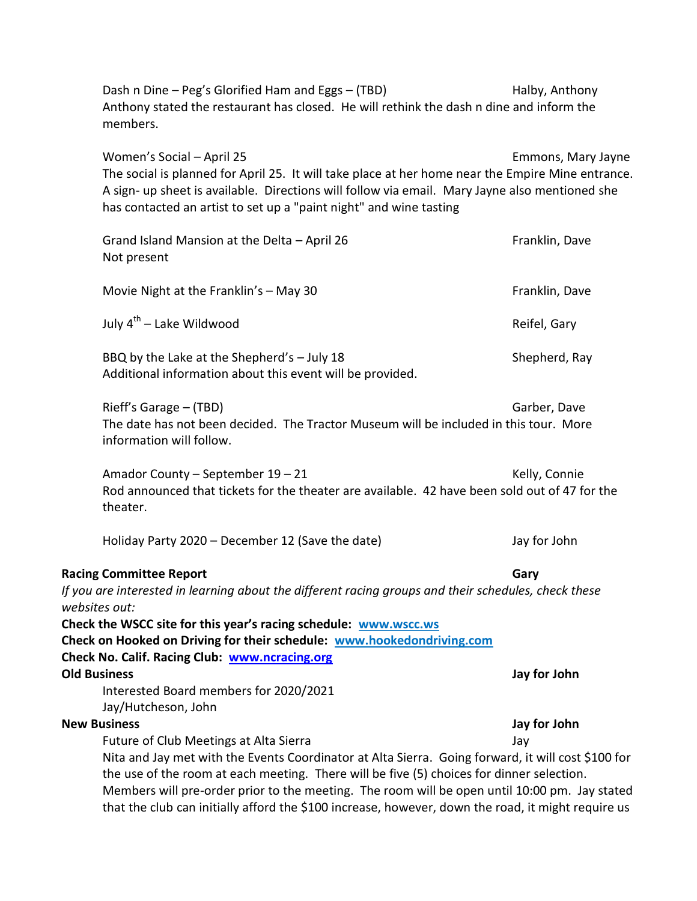Dash n Dine – Peg's Glorified Ham and Eggs – (TBD) Halby, Anthony
Anthony stated the restaurant has closed. He will rethink the dash n dine and inform the members.

Women's Social – April 25 Emmons, Mary Jayne
The social is planned for April 25. It will take place at her home near the Empire Mine entrance. A sign- up sheet is available. Directions will follow via email. Mary Jayne also mentioned she has contacted an artist to set up a "paint night" and wine tasting

Grand Island Mansion at the Delta – April 26 Franklin, Dave
Not present

Movie Night at the Franklin's – May 30 Franklin, Dave

July 4th – Lake Wildwood Reifel, Gary

BBQ by the Lake at the Shepherd's – July 18 Shepherd, Ray
Additional information about this event will be provided.

Rieff's Garage – (TBD) Garber, Dave
The date has not been decided. The Tractor Museum will be included in this tour. More information will follow.

Amador County – September 19 – 21 Kelly, Connie
Rod announced that tickets for the theater are available. 42 have been sold out of 47 for the theater.

Holiday Party 2020 – December 12 (Save the date) Jay for John

**Racing Committee Report** **Gary**

*If you are interested in learning about the different racing groups and their schedules, check these websites out:*

**Check the WSCC site for this year's racing schedule: www.wscc.ws**
**Check on Hooked on Driving for their schedule: www.hookedondriving.com**
**Check No. Calif. Racing Club: www.ncracing.org**

**Old Business** **Jay for John**

Interested Board members for 2020/2021
Jay/Hutcheson, John

**New Business** **Jay for John**

Future of Club Meetings at Alta Sierra Jay
Nita and Jay met with the Events Coordinator at Alta Sierra. Going forward, it will cost $100 for the use of the room at each meeting. There will be five (5) choices for dinner selection. Members will pre-order prior to the meeting. The room will be open until 10:00 pm. Jay stated that the club can initially afford the $100 increase, however, down the road, it might require us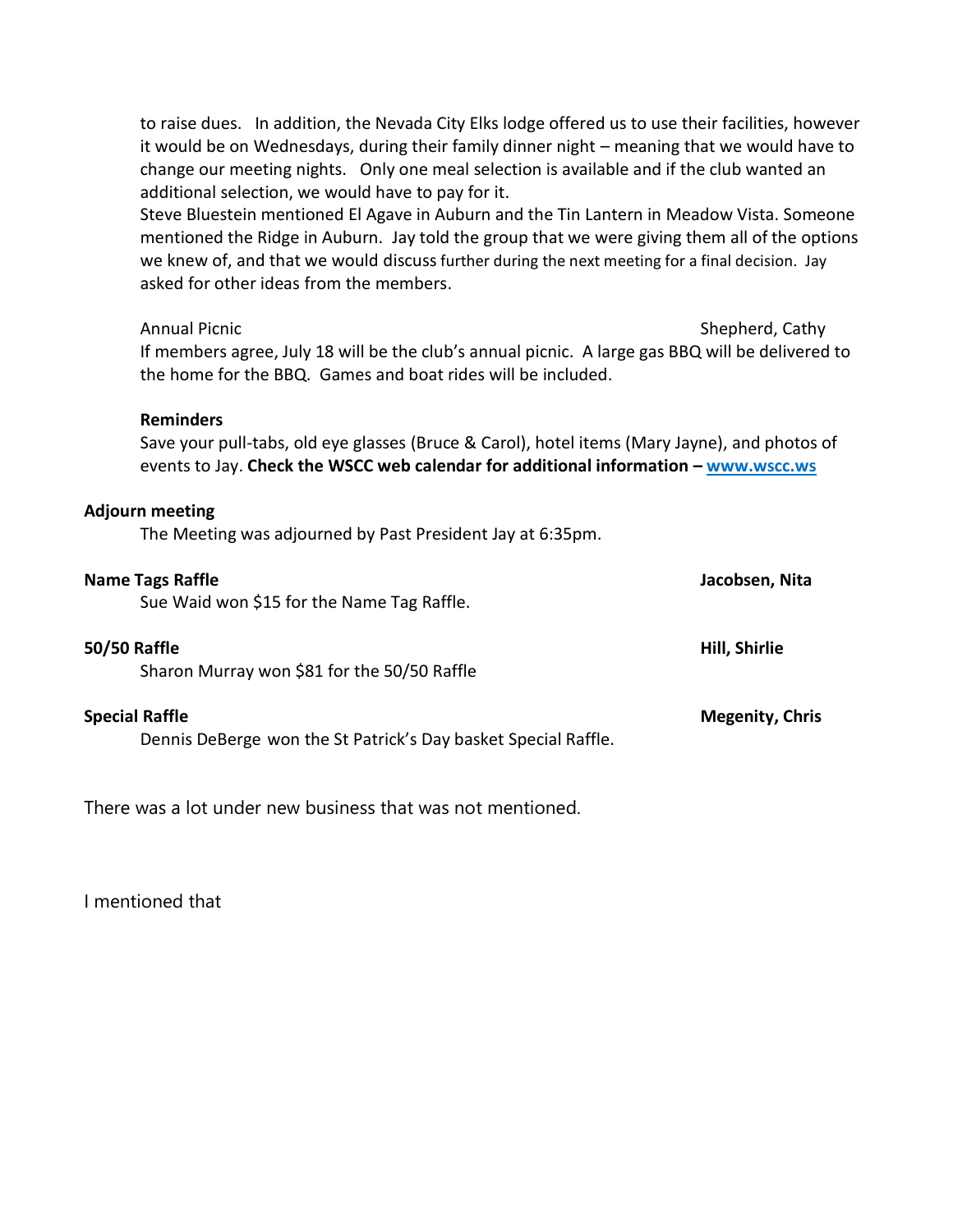to raise dues. In addition, the Nevada City Elks lodge offered us to use their facilities, however it would be on Wednesdays, during their family dinner night – meaning that we would have to change our meeting nights. Only one meal selection is available and if the club wanted an additional selection, we would have to pay for it.

Steve Bluestein mentioned El Agave in Auburn and the Tin Lantern in Meadow Vista. Someone mentioned the Ridge in Auburn. Jay told the group that we were giving them all of the options we knew of, and that we would discuss further during the next meeting for a final decision. Jay asked for other ideas from the members.

Annual Picnic — Shepherd, Cathy

If members agree, July 18 will be the club's annual picnic. A large gas BBQ will be delivered to the home for the BBQ. Games and boat rides will be included.

**Reminders**

Save your pull-tabs, old eye glasses (Bruce & Carol), hotel items (Mary Jayne), and photos of events to Jay. **Check the WSCC web calendar for additional information – www.wscc.ws**

**Adjourn meeting**

The Meeting was adjourned by Past President Jay at 6:35pm.

**Name Tags Raffle** — **Jacobsen, Nita**

Sue Waid won $15 for the Name Tag Raffle.

**50/50 Raffle** — **Hill, Shirlie**

Sharon Murray won $81 for the 50/50 Raffle

**Special Raffle** — **Megenity, Chris**

Dennis DeBerge won the St Patrick's Day basket Special Raffle.

There was a lot under new business that was not mentioned.

I mentioned that